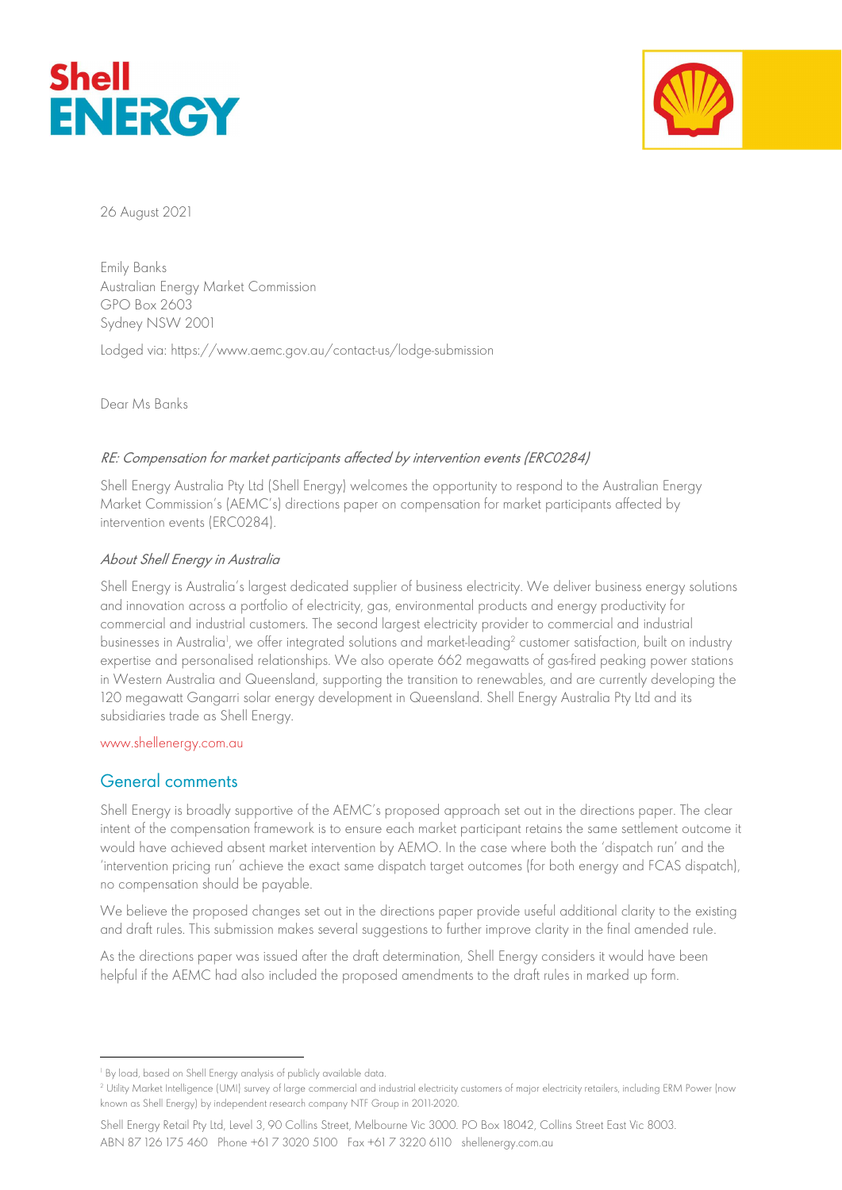26 August 2021

Emily Banks
Australian Energy Market Commission
GPO Box 2603
Sydney NSW 2001

Lodged via: https://www.aemc.gov.au/contact-us/lodge-submission

Dear Ms Banks

*RE: Compensation for market participants affected by intervention events (ERC0284)*

Shell Energy Australia Pty Ltd (Shell Energy) welcomes the opportunity to respond to the Australian Energy Market Commission's (AEMC's) directions paper on compensation for market participants affected by intervention events (ERC0284).

*About Shell Energy in Australia*

Shell Energy is Australia's largest dedicated supplier of business electricity. We deliver business energy solutions and innovation across a portfolio of electricity, gas, environmental products and energy productivity for commercial and industrial customers. The second largest electricity provider to commercial and industrial businesses in Australia[1], we offer integrated solutions and market-leading[2] customer satisfaction, built on industry expertise and personalised relationships. We also operate 662 megawatts of gas-fired peaking power stations in Western Australia and Queensland, supporting the transition to renewables, and are currently developing the 120 megawatt Gangarri solar energy development in Queensland. Shell Energy Australia Pty Ltd and its subsidiaries trade as Shell Energy.

www.shellenergy.com.au

## General comments

Shell Energy is broadly supportive of the AEMC's proposed approach set out in the directions paper. The clear intent of the compensation framework is to ensure each market participant retains the same settlement outcome it would have achieved absent market intervention by AEMO. In the case where both the 'dispatch run' and the 'intervention pricing run' achieve the exact same dispatch target outcomes (for both energy and FCAS dispatch), no compensation should be payable.

We believe the proposed changes set out in the directions paper provide useful additional clarity to the existing and draft rules. This submission makes several suggestions to further improve clarity in the final amended rule.

As the directions paper was issued after the draft determination, Shell Energy considers it would have been helpful if the AEMC had also included the proposed amendments to the draft rules in marked up form.

---

[1] By load, based on Shell Energy analysis of publicly available data.

[2] Utility Market Intelligence (UMI) survey of large commercial and industrial electricity customers of major electricity retailers, including ERM Power (now known as Shell Energy) by independent research company NTF Group in 2011-2020.

Shell Energy Retail Pty Ltd, Level 3, 90 Collins Street, Melbourne Vic 3000. PO Box 18042, Collins Street East Vic 8003.
ABN 87 126 175 460 Phone +61 7 3020 5100 Fax +61 7 3220 6110 shellenergy.com.au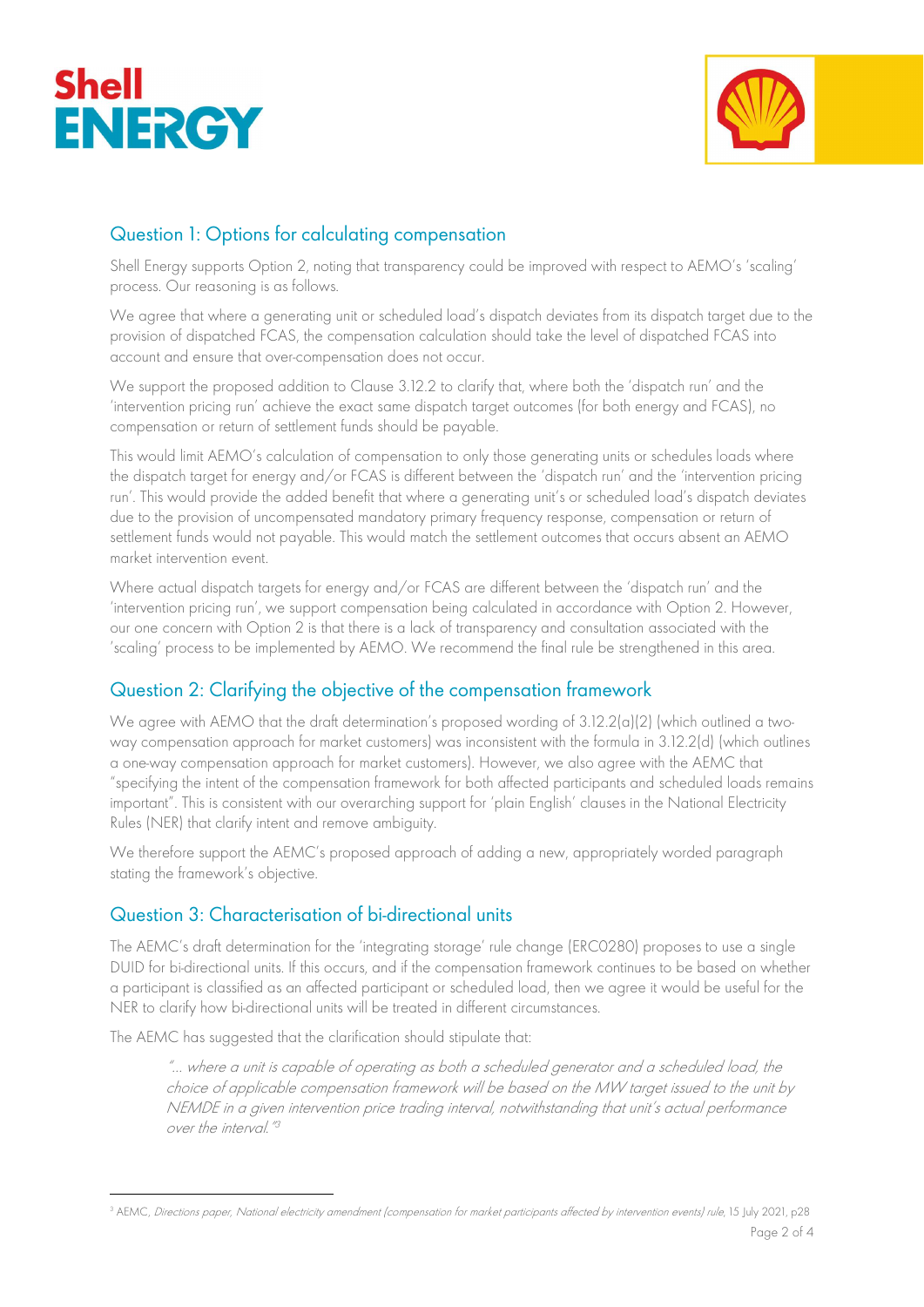## Question 1: Options for calculating compensation

Shell Energy supports Option 2, noting that transparency could be improved with respect to AEMO's 'scaling' process. Our reasoning is as follows.

We agree that where a generating unit or scheduled load's dispatch deviates from its dispatch target due to the provision of dispatched FCAS, the compensation calculation should take the level of dispatched FCAS into account and ensure that over-compensation does not occur.

We support the proposed addition to Clause 3.12.2 to clarify that, where both the 'dispatch run' and the 'intervention pricing run' achieve the exact same dispatch target outcomes (for both energy and FCAS), no compensation or return of settlement funds should be payable.

This would limit AEMO's calculation of compensation to only those generating units or schedules loads where the dispatch target for energy and/or FCAS is different between the 'dispatch run' and the 'intervention pricing run'. This would provide the added benefit that where a generating unit's or scheduled load's dispatch deviates due to the provision of uncompensated mandatory primary frequency response, compensation or return of settlement funds would not payable. This would match the settlement outcomes that occurs absent an AEMO market intervention event.

Where actual dispatch targets for energy and/or FCAS are different between the 'dispatch run' and the 'intervention pricing run', we support compensation being calculated in accordance with Option 2. However, our one concern with Option 2 is that there is a lack of transparency and consultation associated with the 'scaling' process to be implemented by AEMO. We recommend the final rule be strengthened in this area.

## Question 2: Clarifying the objective of the compensation framework

We agree with AEMO that the draft determination's proposed wording of 3.12.2(a)(2) (which outlined a two-way compensation approach for market customers) was inconsistent with the formula in 3.12.2(d) (which outlines a one-way compensation approach for market customers). However, we also agree with the AEMC that "specifying the intent of the compensation framework for both affected participants and scheduled loads remains important". This is consistent with our overarching support for 'plain English' clauses in the National Electricity Rules (NER) that clarify intent and remove ambiguity.

We therefore support the AEMC's proposed approach of adding a new, appropriately worded paragraph stating the framework's objective.

## Question 3: Characterisation of bi-directional units

The AEMC's draft determination for the 'integrating storage' rule change (ERC0280) proposes to use a single DUID for bi-directional units. If this occurs, and if the compensation framework continues to be based on whether a participant is classified as an affected participant or scheduled load, then we agree it would be useful for the NER to clarify how bi-directional units will be treated in different circumstances.

The AEMC has suggested that the clarification should stipulate that:

> *"... where a unit is capable of operating as both a scheduled generator and a scheduled load, the choice of applicable compensation framework will be based on the MW target issued to the unit by NEMDE in a given intervention price trading interval, notwithstanding that unit's actual performance over the interval."*[3]

---

[3] AEMC, *Directions paper, National electricity amendment (compensation for market participants affected by intervention events) rule*, 15 July 2021, p28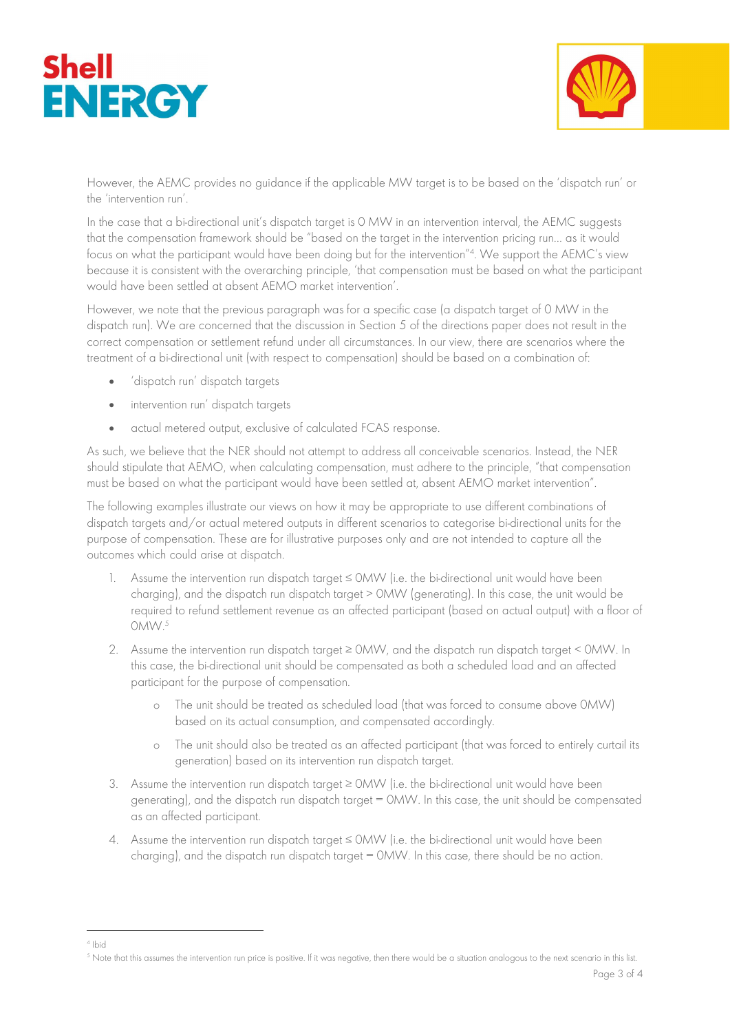However, the AEMC provides no guidance if the applicable MW target is to be based on the 'dispatch run' or the 'intervention run'.

In the case that a bi-directional unit's dispatch target is 0 MW in an intervention interval, the AEMC suggests that the compensation framework should be "based on the target in the intervention pricing run… as it would focus on what the participant would have been doing but for the intervention"[4]. We support the AEMC's view because it is consistent with the overarching principle, 'that compensation must be based on what the participant would have been settled at absent AEMO market intervention'.

However, we note that the previous paragraph was for a specific case (a dispatch target of 0 MW in the dispatch run). We are concerned that the discussion in Section 5 of the directions paper does not result in the correct compensation or settlement refund under all circumstances. In our view, there are scenarios where the treatment of a bi-directional unit (with respect to compensation) should be based on a combination of:

- 'dispatch run' dispatch targets
- intervention run' dispatch targets
- actual metered output, exclusive of calculated FCAS response.

As such, we believe that the NER should not attempt to address all conceivable scenarios. Instead, the NER should stipulate that AEMO, when calculating compensation, must adhere to the principle, "that compensation must be based on what the participant would have been settled at, absent AEMO market intervention".

The following examples illustrate our views on how it may be appropriate to use different combinations of dispatch targets and/or actual metered outputs in different scenarios to categorise bi-directional units for the purpose of compensation. These are for illustrative purposes only and are not intended to capture all the outcomes which could arise at dispatch.

1. Assume the intervention run dispatch target ≤ 0MW (i.e. the bi-directional unit would have been charging), and the dispatch run dispatch target > 0MW (generating). In this case, the unit would be required to refund settlement revenue as an affected participant (based on actual output) with a floor of 0MW.[5]
2. Assume the intervention run dispatch target ≥ 0MW, and the dispatch run dispatch target < 0MW. In this case, the bi-directional unit should be compensated as both a scheduled load and an affected participant for the purpose of compensation.
   - The unit should be treated as scheduled load (that was forced to consume above 0MW) based on its actual consumption, and compensated accordingly.
   - The unit should also be treated as an affected participant (that was forced to entirely curtail its generation) based on its intervention run dispatch target.
3. Assume the intervention run dispatch target ≥ 0MW (i.e. the bi-directional unit would have been generating), and the dispatch run dispatch target = 0MW. In this case, the unit should be compensated as an affected participant.
4. Assume the intervention run dispatch target ≤ 0MW (i.e. the bi-directional unit would have been charging), and the dispatch run dispatch target = 0MW. In this case, there should be no action.

[4] Ibid

[5] Note that this assumes the intervention run price is positive. If it was negative, then there would be a situation analogous to the next scenario in this list.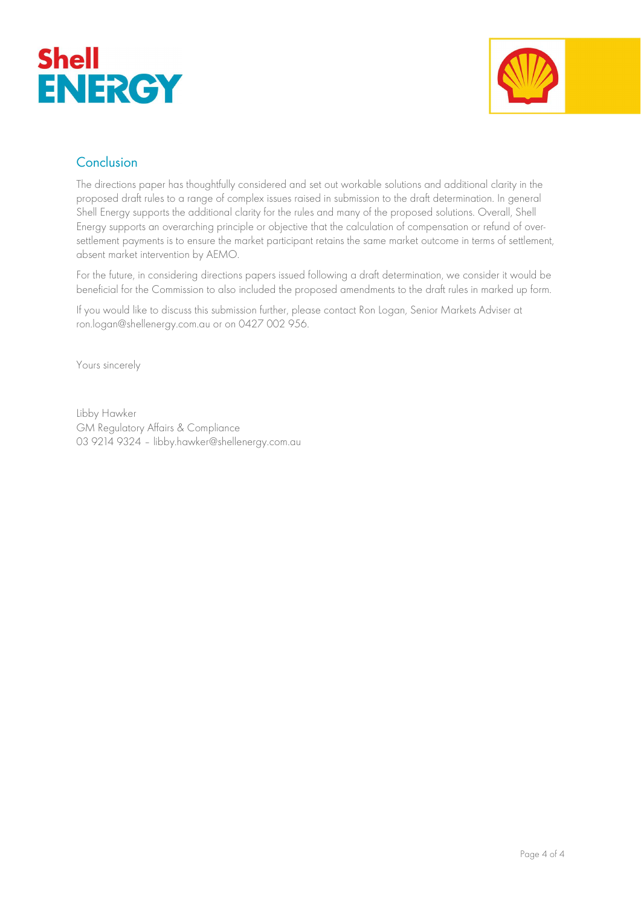## Conclusion

The directions paper has thoughtfully considered and set out workable solutions and additional clarity in the proposed draft rules to a range of complex issues raised in submission to the draft determination. In general Shell Energy supports the additional clarity for the rules and many of the proposed solutions. Overall, Shell Energy supports an overarching principle or objective that the calculation of compensation or refund of over-settlement payments is to ensure the market participant retains the same market outcome in terms of settlement, absent market intervention by AEMO.

For the future, in considering directions papers issued following a draft determination, we consider it would be beneficial for the Commission to also included the proposed amendments to the draft rules in marked up form.

If you would like to discuss this submission further, please contact Ron Logan, Senior Markets Adviser at ron.logan@shellenergy.com.au or on 0427 002 956.

Yours sincerely

Libby Hawker
GM Regulatory Affairs & Compliance
03 9214 9324 – libby.hawker@shellenergy.com.au